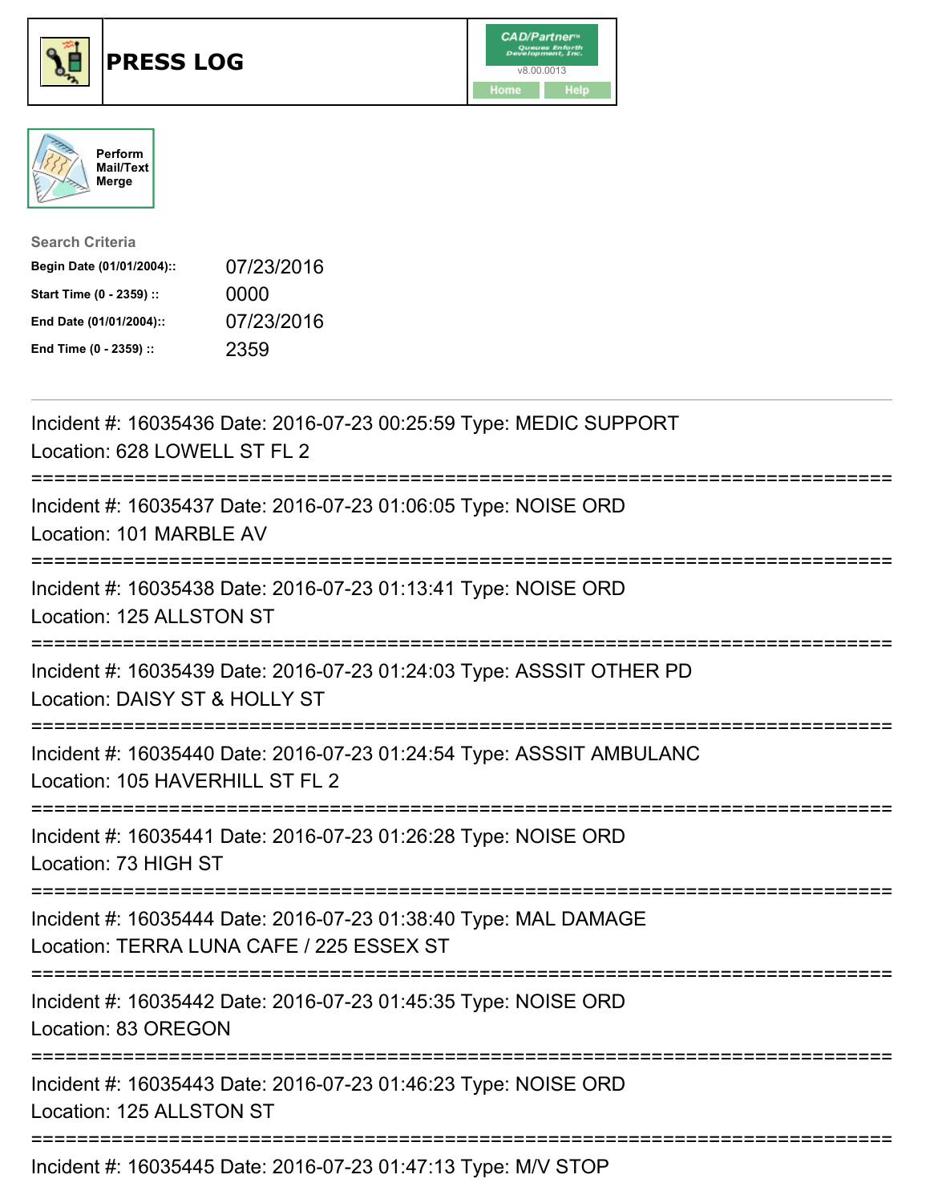# PRESS LOG

Perform Mail/Text Merge

**Search Criteria**

| | |
|---|---|
| Begin Date (01/01/2004):: | 07/23/2016 |
| Start Time (0 - 2359) :: | 0000 |
| End Date (01/01/2004):: | 07/23/2016 |
| End Time (0 - 2359) :: | 2359 |

---

Incident #: 16035436 Date: 2016-07-23 00:25:59 Type: MEDIC SUPPORT
Location: 628 LOWELL ST FL 2

===========================================================================

Incident #: 16035437 Date: 2016-07-23 01:06:05 Type: NOISE ORD
Location: 101 MARBLE AV

===========================================================================

Incident #: 16035438 Date: 2016-07-23 01:13:41 Type: NOISE ORD
Location: 125 ALLSTON ST

===========================================================================

Incident #: 16035439 Date: 2016-07-23 01:24:03 Type: ASSSIT OTHER PD
Location: DAISY ST & HOLLY ST

===========================================================================

Incident #: 16035440 Date: 2016-07-23 01:24:54 Type: ASSSIT AMBULANC
Location: 105 HAVERHILL ST FL 2

===========================================================================

Incident #: 16035441 Date: 2016-07-23 01:26:28 Type: NOISE ORD
Location: 73 HIGH ST

===========================================================================

Incident #: 16035444 Date: 2016-07-23 01:38:40 Type: MAL DAMAGE
Location: TERRA LUNA CAFE / 225 ESSEX ST

===========================================================================

Incident #: 16035442 Date: 2016-07-23 01:45:35 Type: NOISE ORD
Location: 83 OREGON

===========================================================================

Incident #: 16035443 Date: 2016-07-23 01:46:23 Type: NOISE ORD
Location: 125 ALLSTON ST

===========================================================================

Incident #: 16035445 Date: 2016-07-23 01:47:13 Type: M/V STOP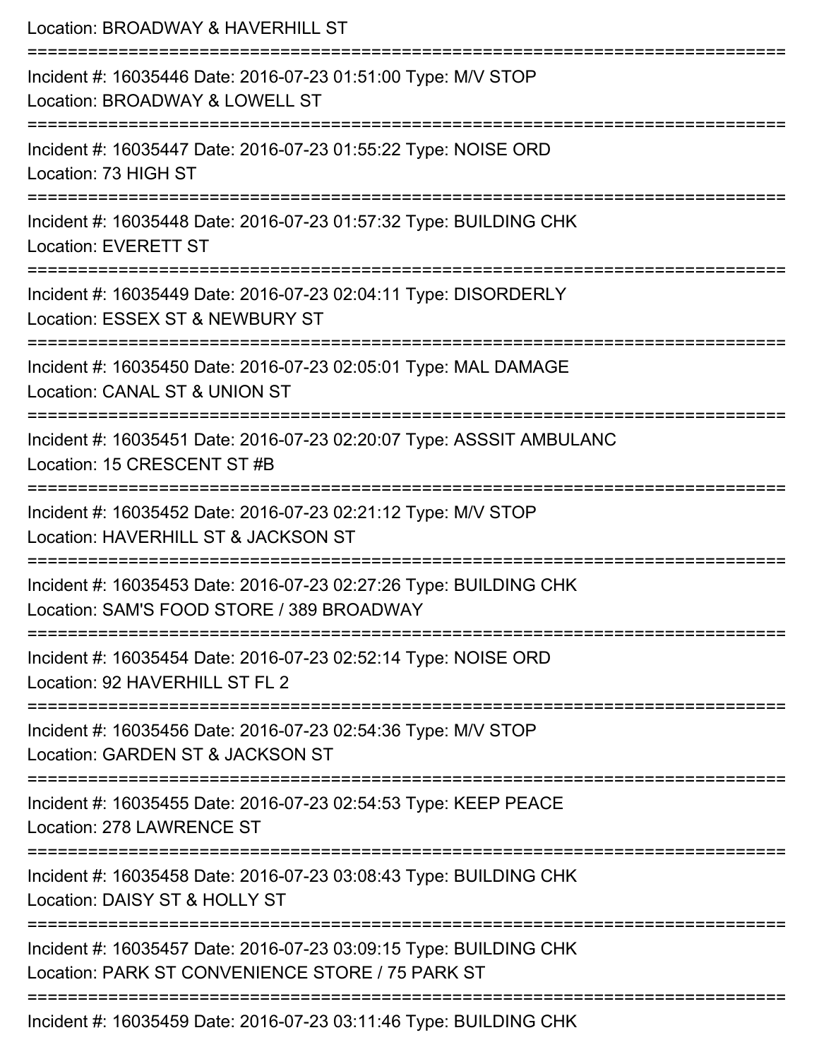Location: BROADWAY & HAVERHILL ST

===========================================================================

Incident #: 16035446 Date: 2016-07-23 01:51:00 Type: M/V STOP
Location: BROADWAY & LOWELL ST

===========================================================================

Incident #: 16035447 Date: 2016-07-23 01:55:22 Type: NOISE ORD
Location: 73 HIGH ST

===========================================================================

Incident #: 16035448 Date: 2016-07-23 01:57:32 Type: BUILDING CHK
Location: EVERETT ST

===========================================================================

Incident #: 16035449 Date: 2016-07-23 02:04:11 Type: DISORDERLY
Location: ESSEX ST & NEWBURY ST

===========================================================================

Incident #: 16035450 Date: 2016-07-23 02:05:01 Type: MAL DAMAGE
Location: CANAL ST & UNION ST

===========================================================================

Incident #: 16035451 Date: 2016-07-23 02:20:07 Type: ASSSIT AMBULANC
Location: 15 CRESCENT ST #B

===========================================================================

Incident #: 16035452 Date: 2016-07-23 02:21:12 Type: M/V STOP
Location: HAVERHILL ST & JACKSON ST

===========================================================================

Incident #: 16035453 Date: 2016-07-23 02:27:26 Type: BUILDING CHK
Location: SAM'S FOOD STORE / 389 BROADWAY

===========================================================================

Incident #: 16035454 Date: 2016-07-23 02:52:14 Type: NOISE ORD
Location: 92 HAVERHILL ST FL 2

===========================================================================

Incident #: 16035456 Date: 2016-07-23 02:54:36 Type: M/V STOP
Location: GARDEN ST & JACKSON ST

===========================================================================

Incident #: 16035455 Date: 2016-07-23 02:54:53 Type: KEEP PEACE
Location: 278 LAWRENCE ST

===========================================================================

Incident #: 16035458 Date: 2016-07-23 03:08:43 Type: BUILDING CHK
Location: DAISY ST & HOLLY ST

===========================================================================

Incident #: 16035457 Date: 2016-07-23 03:09:15 Type: BUILDING CHK
Location: PARK ST CONVENIENCE STORE / 75 PARK ST

===========================================================================

Incident #: 16035459 Date: 2016-07-23 03:11:46 Type: BUILDING CHK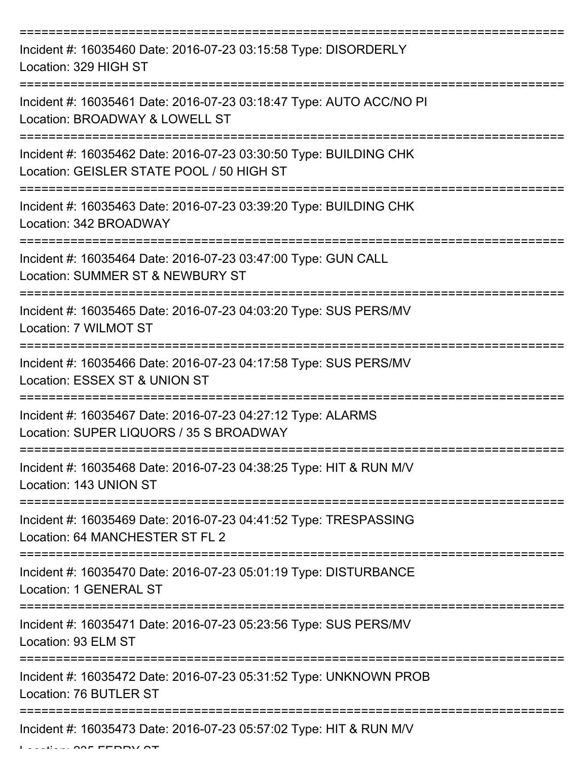Incident #: 16035460 Date: 2016-07-23 03:15:58 Type: DISORDERLY
Location: 329 HIGH ST

---

Incident #: 16035461 Date: 2016-07-23 03:18:47 Type: AUTO ACC/NO PI
Location: BROADWAY & LOWELL ST

---

Incident #: 16035462 Date: 2016-07-23 03:30:50 Type: BUILDING CHK
Location: GEISLER STATE POOL / 50 HIGH ST

---

Incident #: 16035463 Date: 2016-07-23 03:39:20 Type: BUILDING CHK
Location: 342 BROADWAY

---

Incident #: 16035464 Date: 2016-07-23 03:47:00 Type: GUN CALL
Location: SUMMER ST & NEWBURY ST

---

Incident #: 16035465 Date: 2016-07-23 04:03:20 Type: SUS PERS/MV
Location: 7 WILMOT ST

---

Incident #: 16035466 Date: 2016-07-23 04:17:58 Type: SUS PERS/MV
Location: ESSEX ST & UNION ST

---

Incident #: 16035467 Date: 2016-07-23 04:27:12 Type: ALARMS
Location: SUPER LIQUORS / 35 S BROADWAY

---

Incident #: 16035468 Date: 2016-07-23 04:38:25 Type: HIT & RUN M/V
Location: 143 UNION ST

---

Incident #: 16035469 Date: 2016-07-23 04:41:52 Type: TRESPASSING
Location: 64 MANCHESTER ST FL 2

---

Incident #: 16035470 Date: 2016-07-23 05:01:19 Type: DISTURBANCE
Location: 1 GENERAL ST

---

Incident #: 16035471 Date: 2016-07-23 05:23:56 Type: SUS PERS/MV
Location: 93 ELM ST

---

Incident #: 16035472 Date: 2016-07-23 05:31:52 Type: UNKNOWN PROB
Location: 76 BUTLER ST

---

Incident #: 16035473 Date: 2016-07-23 05:57:02 Type: HIT & RUN M/V
Location: 235 FERRY ST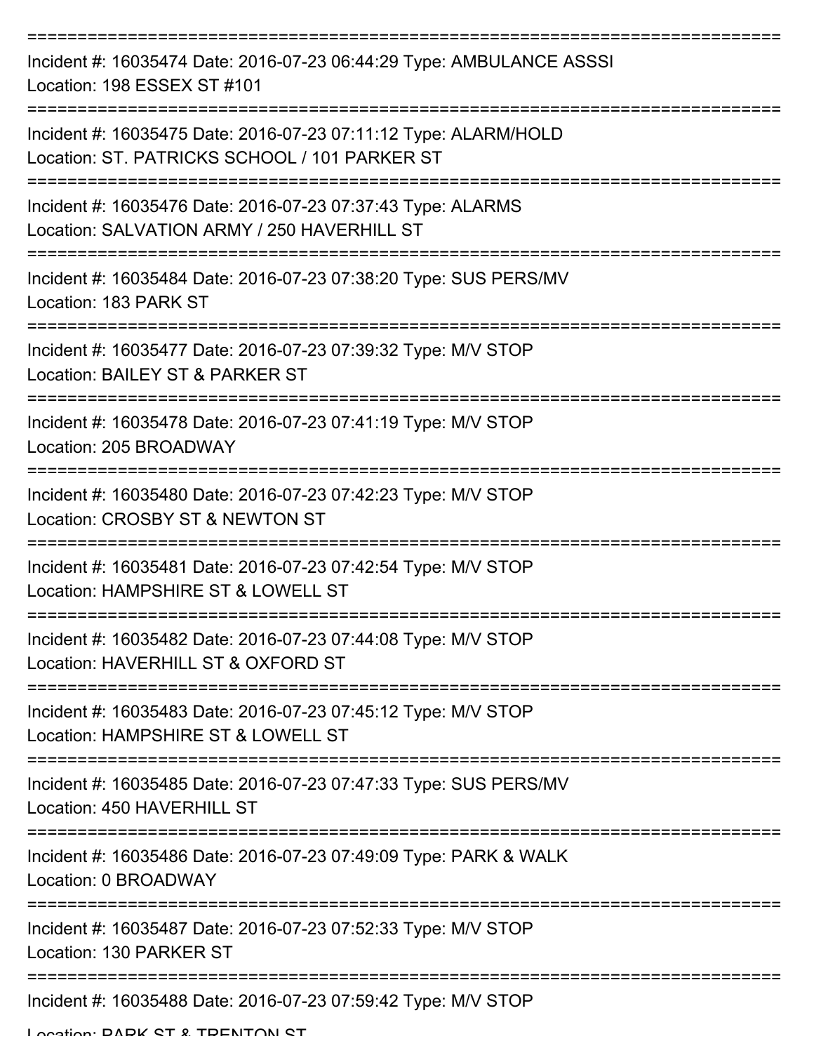===========================================================================

Incident #: 16035474 Date: 2016-07-23 06:44:29 Type: AMBULANCE ASSSI
Location: 198 ESSEX ST #101

===========================================================================

Incident #: 16035475 Date: 2016-07-23 07:11:12 Type: ALARM/HOLD
Location: ST. PATRICKS SCHOOL / 101 PARKER ST

===========================================================================

Incident #: 16035476 Date: 2016-07-23 07:37:43 Type: ALARMS
Location: SALVATION ARMY / 250 HAVERHILL ST

===========================================================================

Incident #: 16035484 Date: 2016-07-23 07:38:20 Type: SUS PERS/MV
Location: 183 PARK ST

===========================================================================

Incident #: 16035477 Date: 2016-07-23 07:39:32 Type: M/V STOP
Location: BAILEY ST & PARKER ST

===========================================================================

Incident #: 16035478 Date: 2016-07-23 07:41:19 Type: M/V STOP
Location: 205 BROADWAY

===========================================================================

Incident #: 16035480 Date: 2016-07-23 07:42:23 Type: M/V STOP
Location: CROSBY ST & NEWTON ST

===========================================================================

Incident #: 16035481 Date: 2016-07-23 07:42:54 Type: M/V STOP
Location: HAMPSHIRE ST & LOWELL ST

===========================================================================

Incident #: 16035482 Date: 2016-07-23 07:44:08 Type: M/V STOP
Location: HAVERHILL ST & OXFORD ST

===========================================================================

Incident #: 16035483 Date: 2016-07-23 07:45:12 Type: M/V STOP
Location: HAMPSHIRE ST & LOWELL ST

===========================================================================

Incident #: 16035485 Date: 2016-07-23 07:47:33 Type: SUS PERS/MV
Location: 450 HAVERHILL ST

===========================================================================

Incident #: 16035486 Date: 2016-07-23 07:49:09 Type: PARK & WALK
Location: 0 BROADWAY

===========================================================================

Incident #: 16035487 Date: 2016-07-23 07:52:33 Type: M/V STOP
Location: 130 PARKER ST

===========================================================================

Incident #: 16035488 Date: 2016-07-23 07:59:42 Type: M/V STOP
Location: PARK ST & TRENTON ST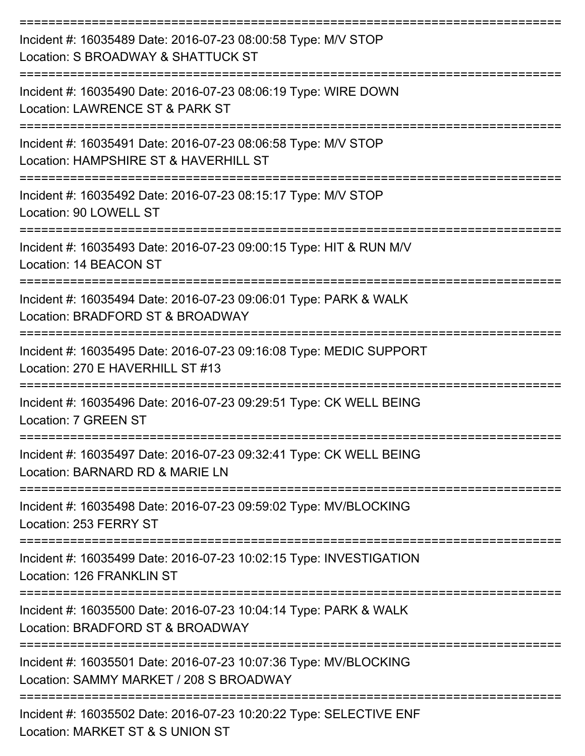===========================================================================

Incident #: 16035489 Date: 2016-07-23 08:00:58 Type: M/V STOP
Location: S BROADWAY & SHATTUCK ST

===========================================================================

Incident #: 16035490 Date: 2016-07-23 08:06:19 Type: WIRE DOWN
Location: LAWRENCE ST & PARK ST

===========================================================================

Incident #: 16035491 Date: 2016-07-23 08:06:58 Type: M/V STOP
Location: HAMPSHIRE ST & HAVERHILL ST

===========================================================================

Incident #: 16035492 Date: 2016-07-23 08:15:17 Type: M/V STOP
Location: 90 LOWELL ST

===========================================================================

Incident #: 16035493 Date: 2016-07-23 09:00:15 Type: HIT & RUN M/V
Location: 14 BEACON ST

===========================================================================

Incident #: 16035494 Date: 2016-07-23 09:06:01 Type: PARK & WALK
Location: BRADFORD ST & BROADWAY

===========================================================================

Incident #: 16035495 Date: 2016-07-23 09:16:08 Type: MEDIC SUPPORT
Location: 270 E HAVERHILL ST #13

===========================================================================

Incident #: 16035496 Date: 2016-07-23 09:29:51 Type: CK WELL BEING
Location: 7 GREEN ST

===========================================================================

Incident #: 16035497 Date: 2016-07-23 09:32:41 Type: CK WELL BEING
Location: BARNARD RD & MARIE LN

===========================================================================

Incident #: 16035498 Date: 2016-07-23 09:59:02 Type: MV/BLOCKING
Location: 253 FERRY ST

===========================================================================

Incident #: 16035499 Date: 2016-07-23 10:02:15 Type: INVESTIGATION
Location: 126 FRANKLIN ST

===========================================================================

Incident #: 16035500 Date: 2016-07-23 10:04:14 Type: PARK & WALK
Location: BRADFORD ST & BROADWAY

===========================================================================

Incident #: 16035501 Date: 2016-07-23 10:07:36 Type: MV/BLOCKING
Location: SAMMY MARKET / 208 S BROADWAY

===========================================================================

Incident #: 16035502 Date: 2016-07-23 10:20:22 Type: SELECTIVE ENF
Location: MARKET ST & S UNION ST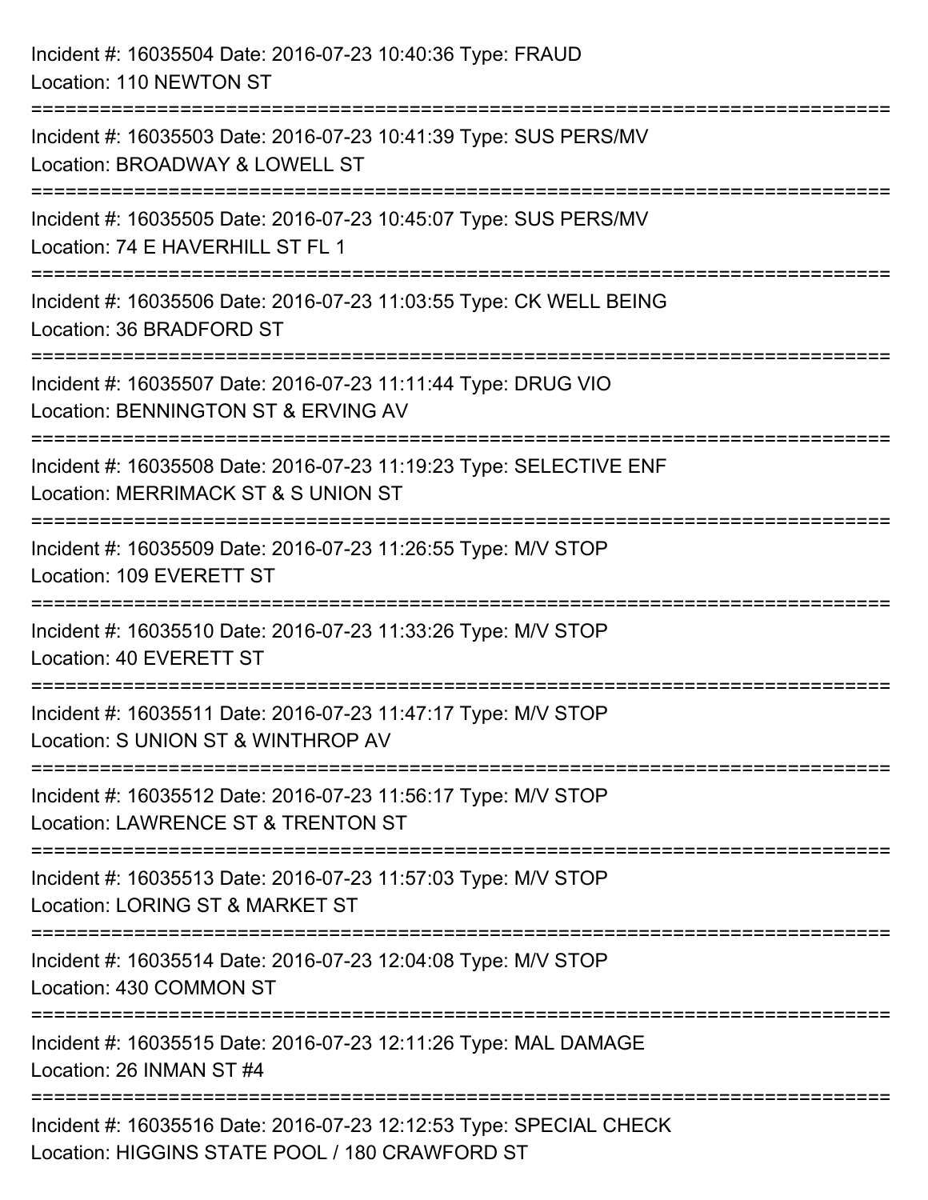Incident #: 16035504 Date: 2016-07-23 10:40:36 Type: FRAUD
Location: 110 NEWTON ST

===========================================================================

Incident #: 16035503 Date: 2016-07-23 10:41:39 Type: SUS PERS/MV
Location: BROADWAY & LOWELL ST

===========================================================================

Incident #: 16035505 Date: 2016-07-23 10:45:07 Type: SUS PERS/MV
Location: 74 E HAVERHILL ST FL 1

===========================================================================

Incident #: 16035506 Date: 2016-07-23 11:03:55 Type: CK WELL BEING
Location: 36 BRADFORD ST

===========================================================================

Incident #: 16035507 Date: 2016-07-23 11:11:44 Type: DRUG VIO
Location: BENNINGTON ST & ERVING AV

===========================================================================

Incident #: 16035508 Date: 2016-07-23 11:19:23 Type: SELECTIVE ENF
Location: MERRIMACK ST & S UNION ST

===========================================================================

Incident #: 16035509 Date: 2016-07-23 11:26:55 Type: M/V STOP
Location: 109 EVERETT ST

===========================================================================

Incident #: 16035510 Date: 2016-07-23 11:33:26 Type: M/V STOP
Location: 40 EVERETT ST

===========================================================================

Incident #: 16035511 Date: 2016-07-23 11:47:17 Type: M/V STOP
Location: S UNION ST & WINTHROP AV

===========================================================================

Incident #: 16035512 Date: 2016-07-23 11:56:17 Type: M/V STOP
Location: LAWRENCE ST & TRENTON ST

===========================================================================

Incident #: 16035513 Date: 2016-07-23 11:57:03 Type: M/V STOP
Location: LORING ST & MARKET ST

===========================================================================

Incident #: 16035514 Date: 2016-07-23 12:04:08 Type: M/V STOP
Location: 430 COMMON ST

===========================================================================

Incident #: 16035515 Date: 2016-07-23 12:11:26 Type: MAL DAMAGE
Location: 26 INMAN ST #4

===========================================================================

Incident #: 16035516 Date: 2016-07-23 12:12:53 Type: SPECIAL CHECK
Location: HIGGINS STATE POOL / 180 CRAWFORD ST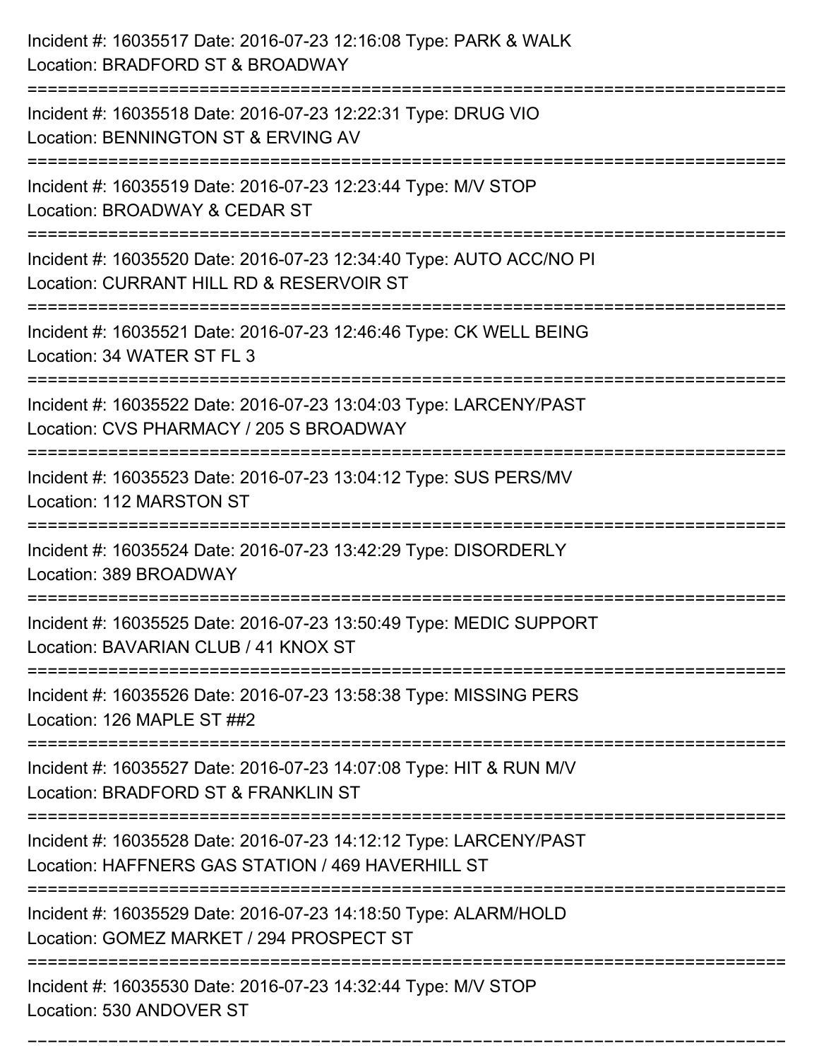Incident #: 16035517 Date: 2016-07-23 12:16:08 Type: PARK & WALK
Location: BRADFORD ST & BROADWAY

===========================================================================

Incident #: 16035518 Date: 2016-07-23 12:22:31 Type: DRUG VIO
Location: BENNINGTON ST & ERVING AV

===========================================================================

Incident #: 16035519 Date: 2016-07-23 12:23:44 Type: M/V STOP
Location: BROADWAY & CEDAR ST

===========================================================================

Incident #: 16035520 Date: 2016-07-23 12:34:40 Type: AUTO ACC/NO PI
Location: CURRANT HILL RD & RESERVOIR ST

===========================================================================

Incident #: 16035521 Date: 2016-07-23 12:46:46 Type: CK WELL BEING
Location: 34 WATER ST FL 3

===========================================================================

Incident #: 16035522 Date: 2016-07-23 13:04:03 Type: LARCENY/PAST
Location: CVS PHARMACY / 205 S BROADWAY

===========================================================================

Incident #: 16035523 Date: 2016-07-23 13:04:12 Type: SUS PERS/MV
Location: 112 MARSTON ST

===========================================================================

Incident #: 16035524 Date: 2016-07-23 13:42:29 Type: DISORDERLY
Location: 389 BROADWAY

===========================================================================

Incident #: 16035525 Date: 2016-07-23 13:50:49 Type: MEDIC SUPPORT
Location: BAVARIAN CLUB / 41 KNOX ST

===========================================================================

Incident #: 16035526 Date: 2016-07-23 13:58:38 Type: MISSING PERS
Location: 126 MAPLE ST ##2

===========================================================================

Incident #: 16035527 Date: 2016-07-23 14:07:08 Type: HIT & RUN M/V
Location: BRADFORD ST & FRANKLIN ST

===========================================================================

Incident #: 16035528 Date: 2016-07-23 14:12:12 Type: LARCENY/PAST
Location: HAFFNERS GAS STATION / 469 HAVERHILL ST

===========================================================================

Incident #: 16035529 Date: 2016-07-23 14:18:50 Type: ALARM/HOLD
Location: GOMEZ MARKET / 294 PROSPECT ST

===========================================================================

Incident #: 16035530 Date: 2016-07-23 14:32:44 Type: M/V STOP
Location: 530 ANDOVER ST

===========================================================================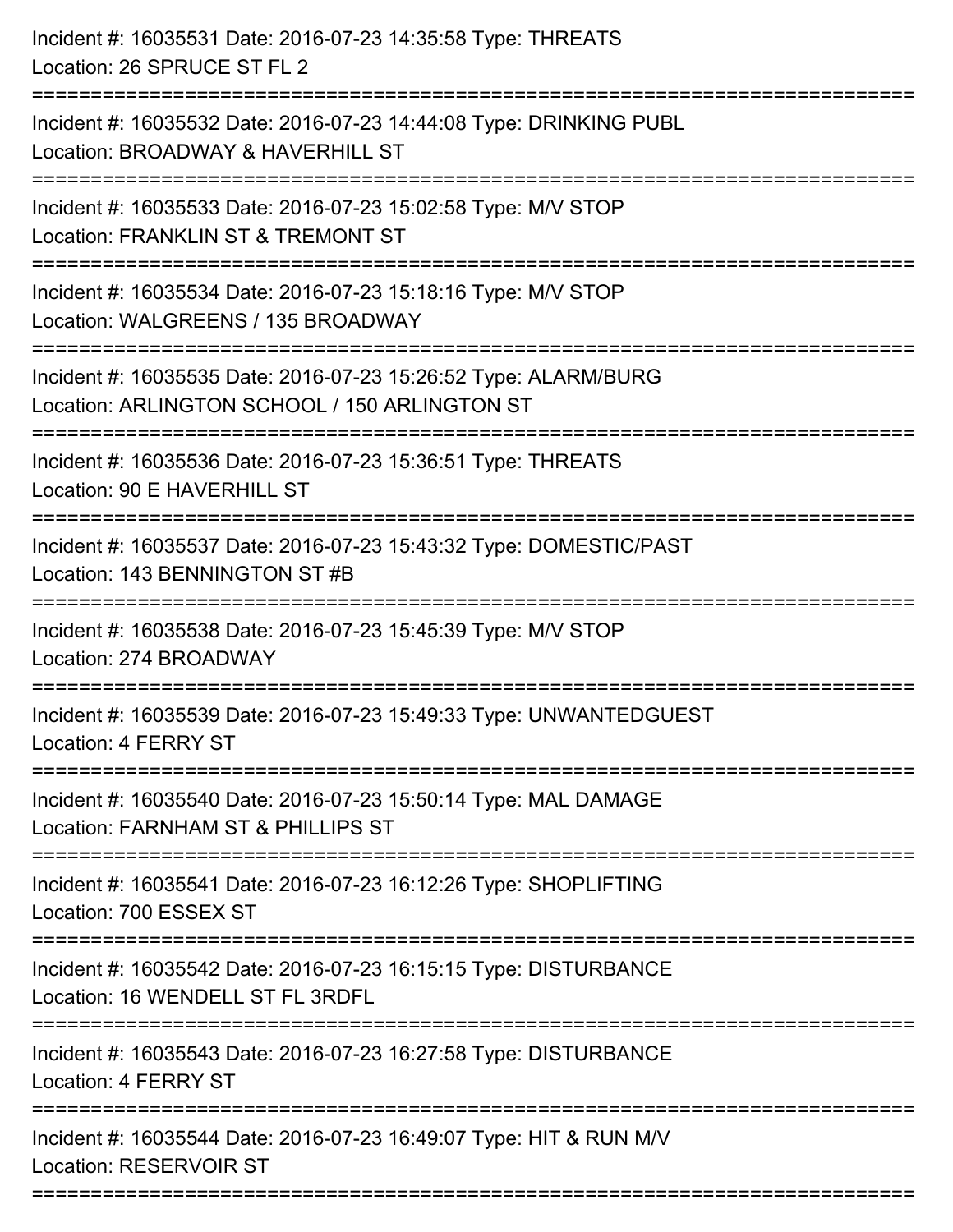Incident #: 16035531 Date: 2016-07-23 14:35:58 Type: THREATS
Location: 26 SPRUCE ST FL 2

===========================================================================

Incident #: 16035532 Date: 2016-07-23 14:44:08 Type: DRINKING PUBL
Location: BROADWAY & HAVERHILL ST

===========================================================================

Incident #: 16035533 Date: 2016-07-23 15:02:58 Type: M/V STOP
Location: FRANKLIN ST & TREMONT ST

===========================================================================

Incident #: 16035534 Date: 2016-07-23 15:18:16 Type: M/V STOP
Location: WALGREENS / 135 BROADWAY

===========================================================================

Incident #: 16035535 Date: 2016-07-23 15:26:52 Type: ALARM/BURG
Location: ARLINGTON SCHOOL / 150 ARLINGTON ST

===========================================================================

Incident #: 16035536 Date: 2016-07-23 15:36:51 Type: THREATS
Location: 90 E HAVERHILL ST

===========================================================================

Incident #: 16035537 Date: 2016-07-23 15:43:32 Type: DOMESTIC/PAST
Location: 143 BENNINGTON ST #B

===========================================================================

Incident #: 16035538 Date: 2016-07-23 15:45:39 Type: M/V STOP
Location: 274 BROADWAY

===========================================================================

Incident #: 16035539 Date: 2016-07-23 15:49:33 Type: UNWANTEDGUEST
Location: 4 FERRY ST

===========================================================================

Incident #: 16035540 Date: 2016-07-23 15:50:14 Type: MAL DAMAGE
Location: FARNHAM ST & PHILLIPS ST

===========================================================================

Incident #: 16035541 Date: 2016-07-23 16:12:26 Type: SHOPLIFTING
Location: 700 ESSEX ST

===========================================================================

Incident #: 16035542 Date: 2016-07-23 16:15:15 Type: DISTURBANCE
Location: 16 WENDELL ST FL 3RDFL

===========================================================================

Incident #: 16035543 Date: 2016-07-23 16:27:58 Type: DISTURBANCE
Location: 4 FERRY ST

===========================================================================

Incident #: 16035544 Date: 2016-07-23 16:49:07 Type: HIT & RUN M/V
Location: RESERVOIR ST

===========================================================================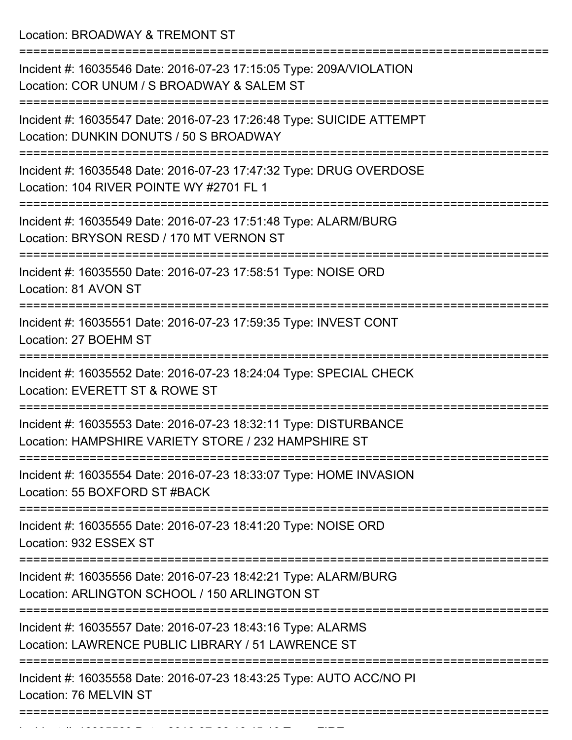Location: BROADWAY & TREMONT ST

===========================================================================

Incident #: 16035546 Date: 2016-07-23 17:15:05 Type: 209A/VIOLATION
Location: COR UNUM / S BROADWAY & SALEM ST

===========================================================================

Incident #: 16035547 Date: 2016-07-23 17:26:48 Type: SUICIDE ATTEMPT
Location: DUNKIN DONUTS / 50 S BROADWAY

===========================================================================

Incident #: 16035548 Date: 2016-07-23 17:47:32 Type: DRUG OVERDOSE
Location: 104 RIVER POINTE WY #2701 FL 1

===========================================================================

Incident #: 16035549 Date: 2016-07-23 17:51:48 Type: ALARM/BURG
Location: BRYSON RESD / 170 MT VERNON ST

===========================================================================

Incident #: 16035550 Date: 2016-07-23 17:58:51 Type: NOISE ORD
Location: 81 AVON ST

===========================================================================

Incident #: 16035551 Date: 2016-07-23 17:59:35 Type: INVEST CONT
Location: 27 BOEHM ST

===========================================================================

Incident #: 16035552 Date: 2016-07-23 18:24:04 Type: SPECIAL CHECK
Location: EVERETT ST & ROWE ST

===========================================================================

Incident #: 16035553 Date: 2016-07-23 18:32:11 Type: DISTURBANCE
Location: HAMPSHIRE VARIETY STORE / 232 HAMPSHIRE ST

===========================================================================

Incident #: 16035554 Date: 2016-07-23 18:33:07 Type: HOME INVASION
Location: 55 BOXFORD ST #BACK

===========================================================================

Incident #: 16035555 Date: 2016-07-23 18:41:20 Type: NOISE ORD
Location: 932 ESSEX ST

===========================================================================

Incident #: 16035556 Date: 2016-07-23 18:42:21 Type: ALARM/BURG
Location: ARLINGTON SCHOOL / 150 ARLINGTON ST

===========================================================================

Incident #: 16035557 Date: 2016-07-23 18:43:16 Type: ALARMS
Location: LAWRENCE PUBLIC LIBRARY / 51 LAWRENCE ST

===========================================================================

Incident #: 16035558 Date: 2016-07-23 18:43:25 Type: AUTO ACC/NO PI
Location: 76 MELVIN ST

===========================================================================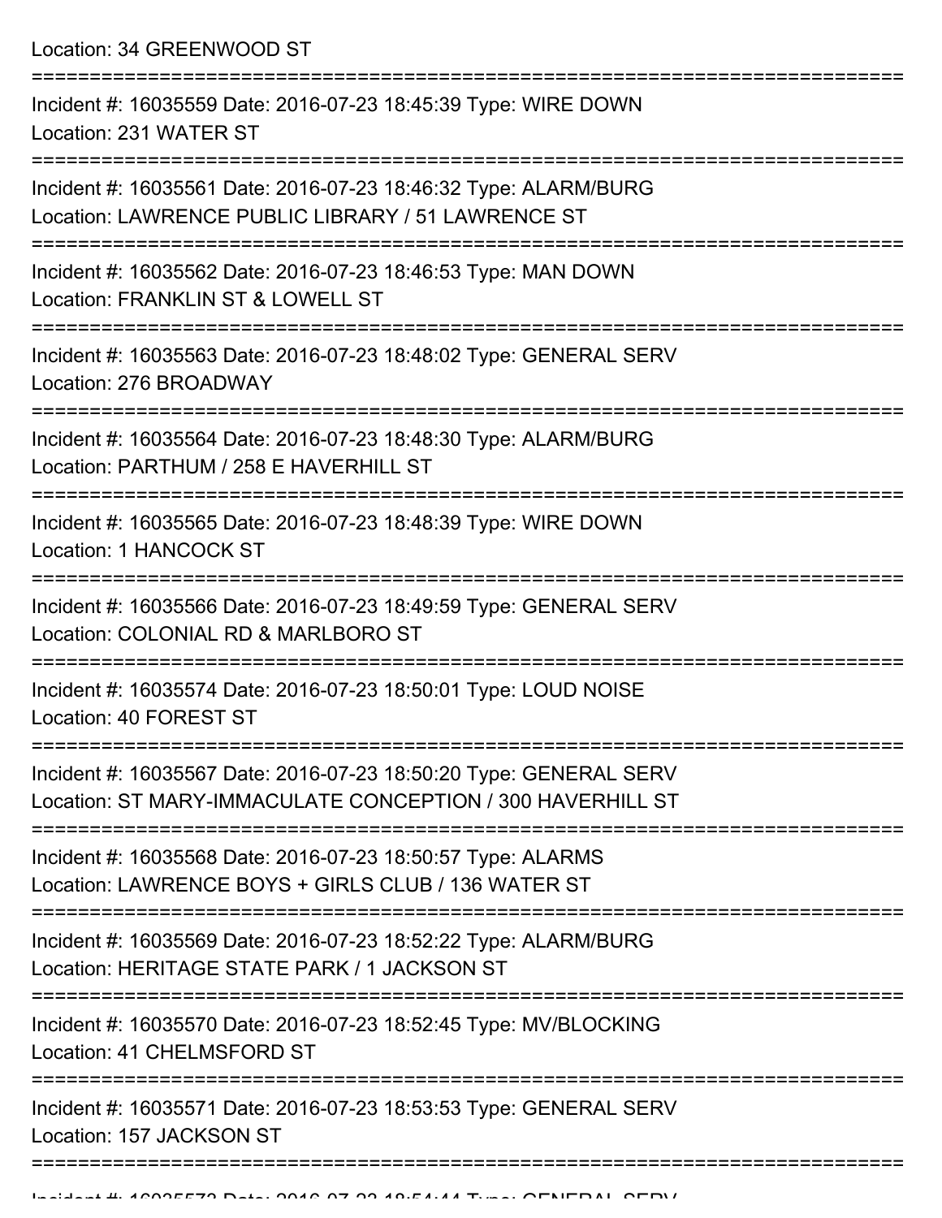Location: 34 GREENWOOD ST

===========================================================================

Incident #: 16035559 Date: 2016-07-23 18:45:39 Type: WIRE DOWN
Location: 231 WATER ST

===========================================================================

Incident #: 16035561 Date: 2016-07-23 18:46:32 Type: ALARM/BURG
Location: LAWRENCE PUBLIC LIBRARY / 51 LAWRENCE ST

===========================================================================

Incident #: 16035562 Date: 2016-07-23 18:46:53 Type: MAN DOWN
Location: FRANKLIN ST & LOWELL ST

===========================================================================

Incident #: 16035563 Date: 2016-07-23 18:48:02 Type: GENERAL SERV
Location: 276 BROADWAY

===========================================================================

Incident #: 16035564 Date: 2016-07-23 18:48:30 Type: ALARM/BURG
Location: PARTHUM / 258 E HAVERHILL ST

===========================================================================

Incident #: 16035565 Date: 2016-07-23 18:48:39 Type: WIRE DOWN
Location: 1 HANCOCK ST

===========================================================================

Incident #: 16035566 Date: 2016-07-23 18:49:59 Type: GENERAL SERV
Location: COLONIAL RD & MARLBORO ST

===========================================================================

Incident #: 16035574 Date: 2016-07-23 18:50:01 Type: LOUD NOISE
Location: 40 FOREST ST

===========================================================================

Incident #: 16035567 Date: 2016-07-23 18:50:20 Type: GENERAL SERV
Location: ST MARY-IMMACULATE CONCEPTION / 300 HAVERHILL ST

===========================================================================

Incident #: 16035568 Date: 2016-07-23 18:50:57 Type: ALARMS
Location: LAWRENCE BOYS + GIRLS CLUB / 136 WATER ST

===========================================================================

Incident #: 16035569 Date: 2016-07-23 18:52:22 Type: ALARM/BURG
Location: HERITAGE STATE PARK / 1 JACKSON ST

===========================================================================

Incident #: 16035570 Date: 2016-07-23 18:52:45 Type: MV/BLOCKING
Location: 41 CHELMSFORD ST

===========================================================================

Incident #: 16035571 Date: 2016-07-23 18:53:53 Type: GENERAL SERV
Location: 157 JACKSON ST

===========================================================================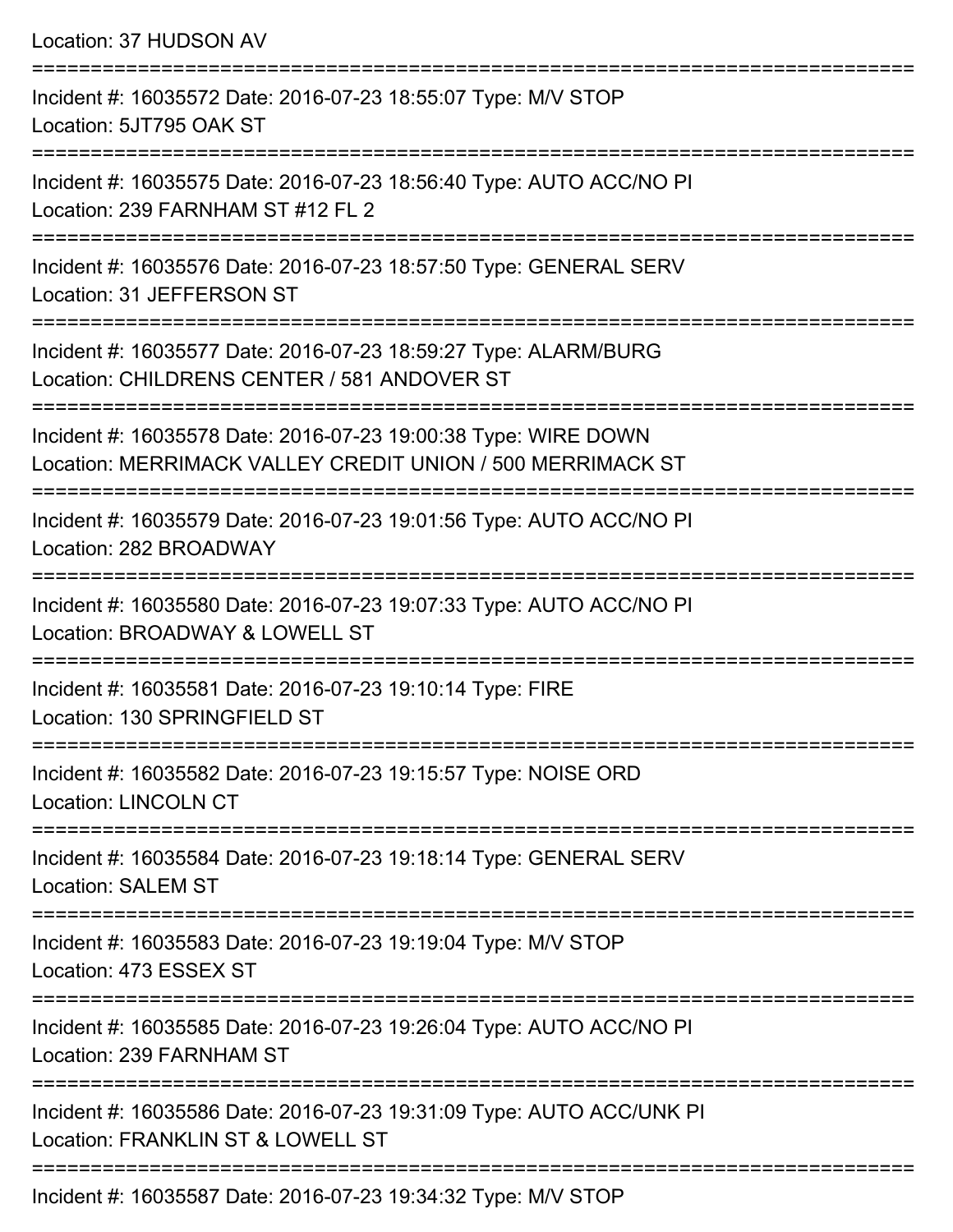Location: 37 HUDSON AV

===========================================================================

Incident #: 16035572 Date: 2016-07-23 18:55:07 Type: M/V STOP
Location: 5JT795 OAK ST

===========================================================================

Incident #: 16035575 Date: 2016-07-23 18:56:40 Type: AUTO ACC/NO PI
Location: 239 FARNHAM ST #12 FL 2

===========================================================================

Incident #: 16035576 Date: 2016-07-23 18:57:50 Type: GENERAL SERV
Location: 31 JEFFERSON ST

===========================================================================

Incident #: 16035577 Date: 2016-07-23 18:59:27 Type: ALARM/BURG
Location: CHILDRENS CENTER / 581 ANDOVER ST

===========================================================================

Incident #: 16035578 Date: 2016-07-23 19:00:38 Type: WIRE DOWN
Location: MERRIMACK VALLEY CREDIT UNION / 500 MERRIMACK ST

===========================================================================

Incident #: 16035579 Date: 2016-07-23 19:01:56 Type: AUTO ACC/NO PI
Location: 282 BROADWAY

===========================================================================

Incident #: 16035580 Date: 2016-07-23 19:07:33 Type: AUTO ACC/NO PI
Location: BROADWAY & LOWELL ST

===========================================================================

Incident #: 16035581 Date: 2016-07-23 19:10:14 Type: FIRE
Location: 130 SPRINGFIELD ST

===========================================================================

Incident #: 16035582 Date: 2016-07-23 19:15:57 Type: NOISE ORD
Location: LINCOLN CT

===========================================================================

Incident #: 16035584 Date: 2016-07-23 19:18:14 Type: GENERAL SERV
Location: SALEM ST

===========================================================================

Incident #: 16035583 Date: 2016-07-23 19:19:04 Type: M/V STOP
Location: 473 ESSEX ST

===========================================================================

Incident #: 16035585 Date: 2016-07-23 19:26:04 Type: AUTO ACC/NO PI
Location: 239 FARNHAM ST

===========================================================================

Incident #: 16035586 Date: 2016-07-23 19:31:09 Type: AUTO ACC/UNK PI
Location: FRANKLIN ST & LOWELL ST

===========================================================================

Incident #: 16035587 Date: 2016-07-23 19:34:32 Type: M/V STOP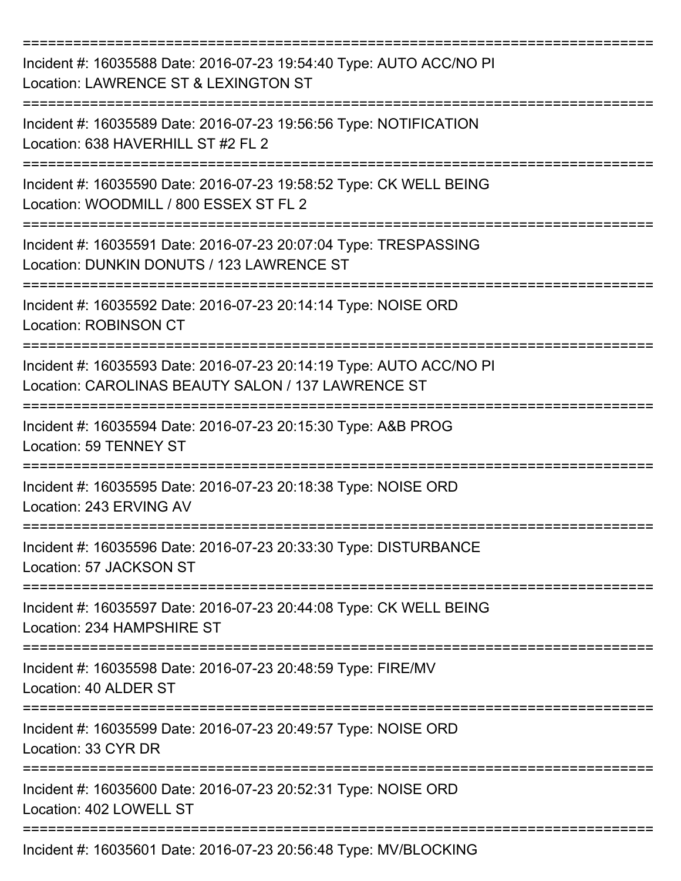===========================================================================

Incident #: 16035588 Date: 2016-07-23 19:54:40 Type: AUTO ACC/NO PI
Location: LAWRENCE ST & LEXINGTON ST

===========================================================================

Incident #: 16035589 Date: 2016-07-23 19:56:56 Type: NOTIFICATION
Location: 638 HAVERHILL ST #2 FL 2

===========================================================================

Incident #: 16035590 Date: 2016-07-23 19:58:52 Type: CK WELL BEING
Location: WOODMILL / 800 ESSEX ST FL 2

===========================================================================

Incident #: 16035591 Date: 2016-07-23 20:07:04 Type: TRESPASSING
Location: DUNKIN DONUTS / 123 LAWRENCE ST

===========================================================================

Incident #: 16035592 Date: 2016-07-23 20:14:14 Type: NOISE ORD
Location: ROBINSON CT

===========================================================================

Incident #: 16035593 Date: 2016-07-23 20:14:19 Type: AUTO ACC/NO PI
Location: CAROLINAS BEAUTY SALON / 137 LAWRENCE ST

===========================================================================

Incident #: 16035594 Date: 2016-07-23 20:15:30 Type: A&B PROG
Location: 59 TENNEY ST

===========================================================================

Incident #: 16035595 Date: 2016-07-23 20:18:38 Type: NOISE ORD
Location: 243 ERVING AV

===========================================================================

Incident #: 16035596 Date: 2016-07-23 20:33:30 Type: DISTURBANCE
Location: 57 JACKSON ST

===========================================================================

Incident #: 16035597 Date: 2016-07-23 20:44:08 Type: CK WELL BEING
Location: 234 HAMPSHIRE ST

===========================================================================

Incident #: 16035598 Date: 2016-07-23 20:48:59 Type: FIRE/MV
Location: 40 ALDER ST

===========================================================================

Incident #: 16035599 Date: 2016-07-23 20:49:57 Type: NOISE ORD
Location: 33 CYR DR

===========================================================================

Incident #: 16035600 Date: 2016-07-23 20:52:31 Type: NOISE ORD
Location: 402 LOWELL ST

===========================================================================

Incident #: 16035601 Date: 2016-07-23 20:56:48 Type: MV/BLOCKING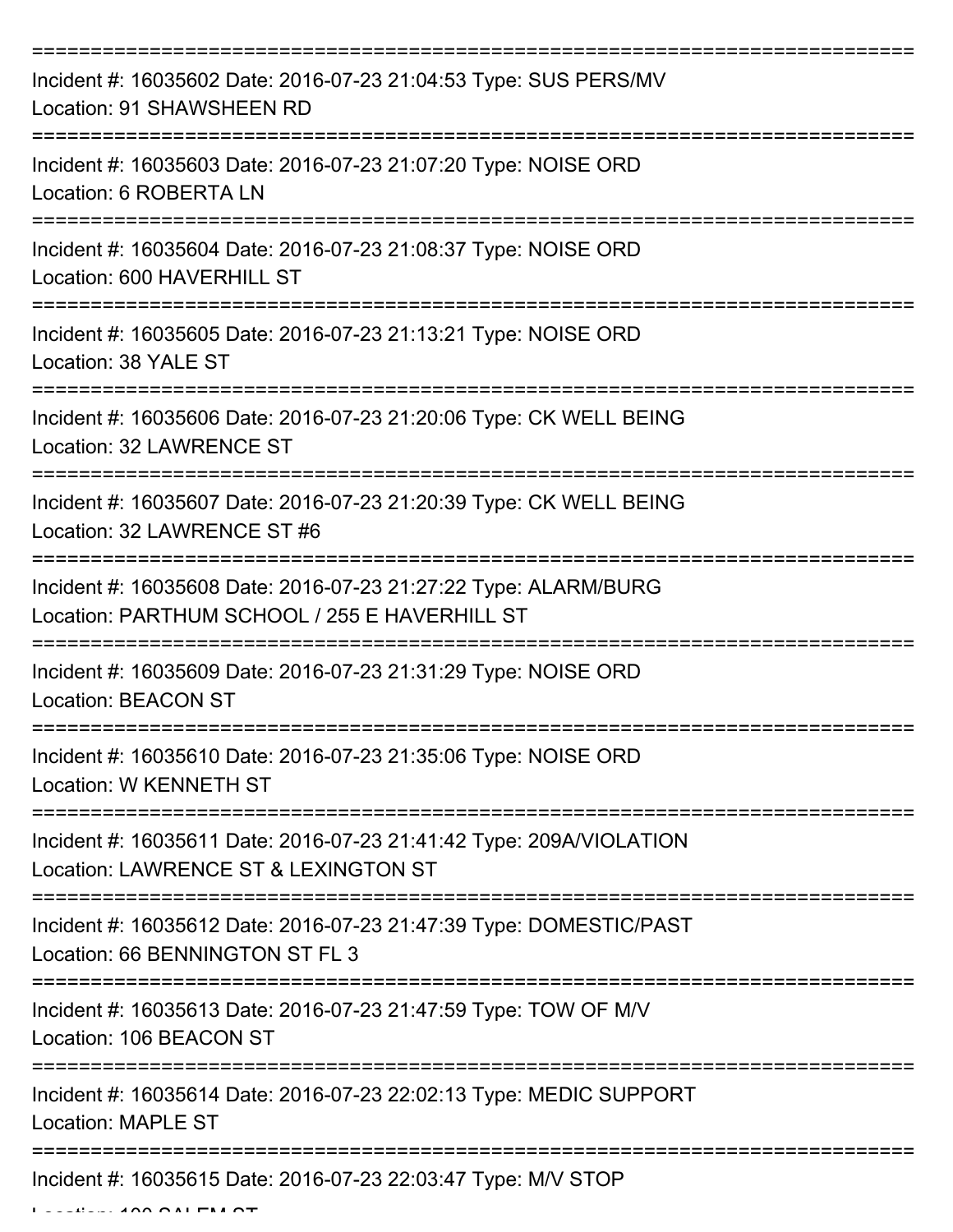===========================================================================

Incident #: 16035602 Date: 2016-07-23 21:04:53 Type: SUS PERS/MV
Location: 91 SHAWSHEEN RD

===========================================================================

Incident #: 16035603 Date: 2016-07-23 21:07:20 Type: NOISE ORD
Location: 6 ROBERTA LN

===========================================================================

Incident #: 16035604 Date: 2016-07-23 21:08:37 Type: NOISE ORD
Location: 600 HAVERHILL ST

===========================================================================

Incident #: 16035605 Date: 2016-07-23 21:13:21 Type: NOISE ORD
Location: 38 YALE ST

===========================================================================

Incident #: 16035606 Date: 2016-07-23 21:20:06 Type: CK WELL BEING
Location: 32 LAWRENCE ST

===========================================================================

Incident #: 16035607 Date: 2016-07-23 21:20:39 Type: CK WELL BEING
Location: 32 LAWRENCE ST #6

===========================================================================

Incident #: 16035608 Date: 2016-07-23 21:27:22 Type: ALARM/BURG
Location: PARTHUM SCHOOL / 255 E HAVERHILL ST

===========================================================================

Incident #: 16035609 Date: 2016-07-23 21:31:29 Type: NOISE ORD
Location: BEACON ST

===========================================================================

Incident #: 16035610 Date: 2016-07-23 21:35:06 Type: NOISE ORD
Location: W KENNETH ST

===========================================================================

Incident #: 16035611 Date: 2016-07-23 21:41:42 Type: 209A/VIOLATION
Location: LAWRENCE ST & LEXINGTON ST

===========================================================================

Incident #: 16035612 Date: 2016-07-23 21:47:39 Type: DOMESTIC/PAST
Location: 66 BENNINGTON ST FL 3

===========================================================================

Incident #: 16035613 Date: 2016-07-23 21:47:59 Type: TOW OF M/V
Location: 106 BEACON ST

===========================================================================

Incident #: 16035614 Date: 2016-07-23 22:02:13 Type: MEDIC SUPPORT
Location: MAPLE ST

===========================================================================

Incident #: 16035615 Date: 2016-07-23 22:03:47 Type: M/V STOP
Location: 100 SALEM ST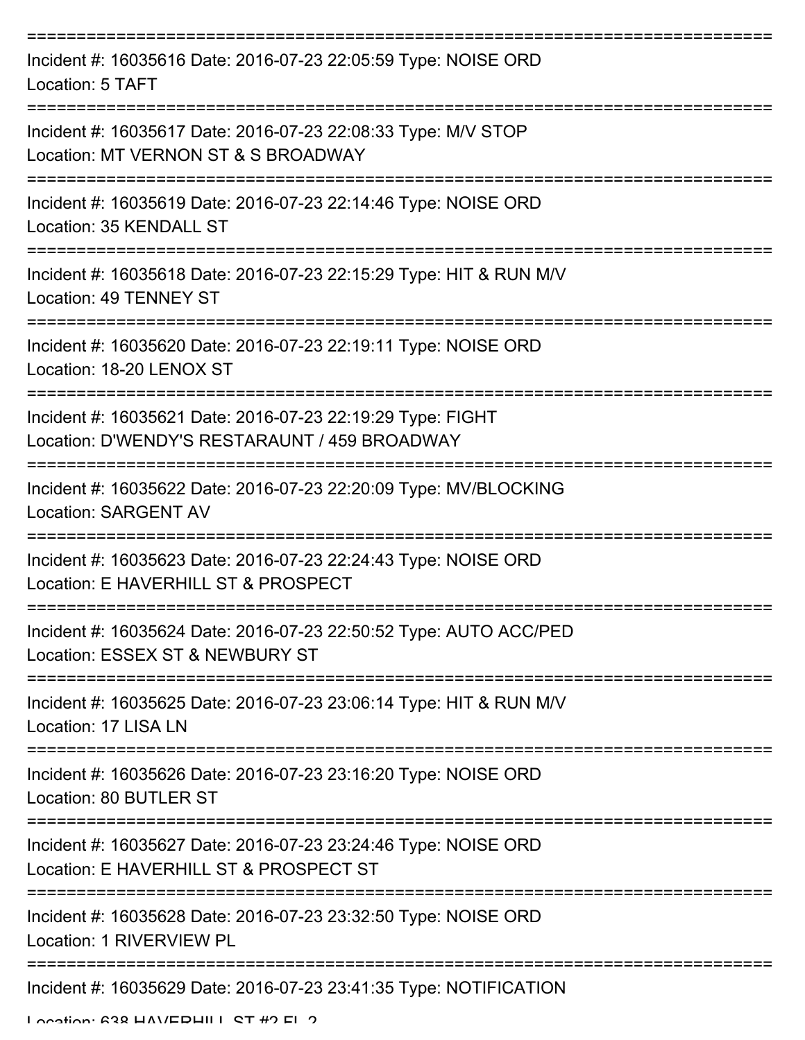===========================================================================

Incident #: 16035616 Date: 2016-07-23 22:05:59 Type: NOISE ORD

Location: 5 TAFT

===========================================================================

Incident #: 16035617 Date: 2016-07-23 22:08:33 Type: M/V STOP

Location: MT VERNON ST & S BROADWAY

===========================================================================

Incident #: 16035619 Date: 2016-07-23 22:14:46 Type: NOISE ORD

Location: 35 KENDALL ST

===========================================================================

Incident #: 16035618 Date: 2016-07-23 22:15:29 Type: HIT & RUN M/V

Location: 49 TENNEY ST

===========================================================================

Incident #: 16035620 Date: 2016-07-23 22:19:11 Type: NOISE ORD

Location: 18-20 LENOX ST

===========================================================================

Incident #: 16035621 Date: 2016-07-23 22:19:29 Type: FIGHT

Location: D'WENDY'S RESTARAUNT / 459 BROADWAY

===========================================================================

Incident #: 16035622 Date: 2016-07-23 22:20:09 Type: MV/BLOCKING

Location: SARGENT AV

===========================================================================

Incident #: 16035623 Date: 2016-07-23 22:24:43 Type: NOISE ORD

Location: E HAVERHILL ST & PROSPECT

===========================================================================

Incident #: 16035624 Date: 2016-07-23 22:50:52 Type: AUTO ACC/PED

Location: ESSEX ST & NEWBURY ST

===========================================================================

Incident #: 16035625 Date: 2016-07-23 23:06:14 Type: HIT & RUN M/V

Location: 17 LISA LN

===========================================================================

Incident #: 16035626 Date: 2016-07-23 23:16:20 Type: NOISE ORD

Location: 80 BUTLER ST

===========================================================================

Incident #: 16035627 Date: 2016-07-23 23:24:46 Type: NOISE ORD

Location: E HAVERHILL ST & PROSPECT ST

===========================================================================

Incident #: 16035628 Date: 2016-07-23 23:32:50 Type: NOISE ORD

Location: 1 RIVERVIEW PL

===========================================================================

Incident #: 16035629 Date: 2016-07-23 23:41:35 Type: NOTIFICATION

Location: 638 HAVERHILL ST #2 FL 2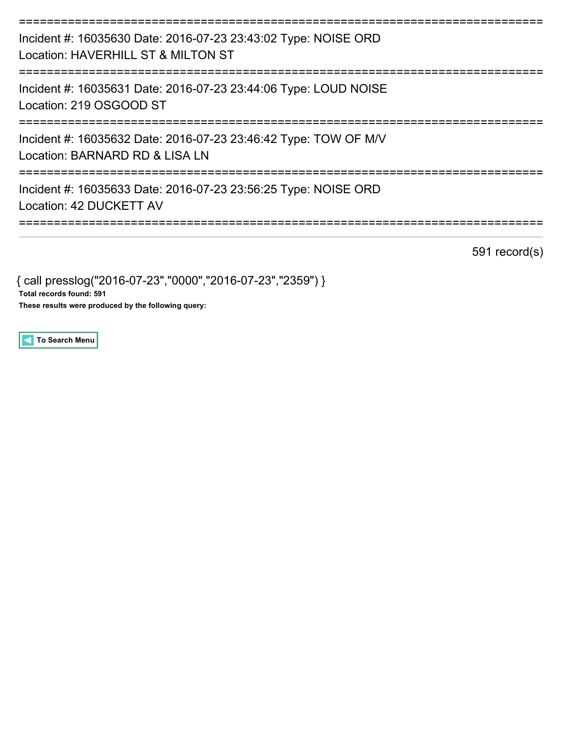===========================================================================

Incident #: 16035630 Date: 2016-07-23 23:43:02 Type: NOISE ORD
Location: HAVERHILL ST & MILTON ST

===========================================================================

Incident #: 16035631 Date: 2016-07-23 23:44:06 Type: LOUD NOISE
Location: 219 OSGOOD ST

===========================================================================

Incident #: 16035632 Date: 2016-07-23 23:46:42 Type: TOW OF M/V
Location: BARNARD RD & LISA LN

===========================================================================

Incident #: 16035633 Date: 2016-07-23 23:56:25 Type: NOISE ORD
Location: 42 DUCKETT AV

===========================================================================

591 record(s)

{ call presslog("2016-07-23","0000","2016-07-23","2359") }

**Total records found: 591**

**These results were produced by the following query:**

**To Search Menu**